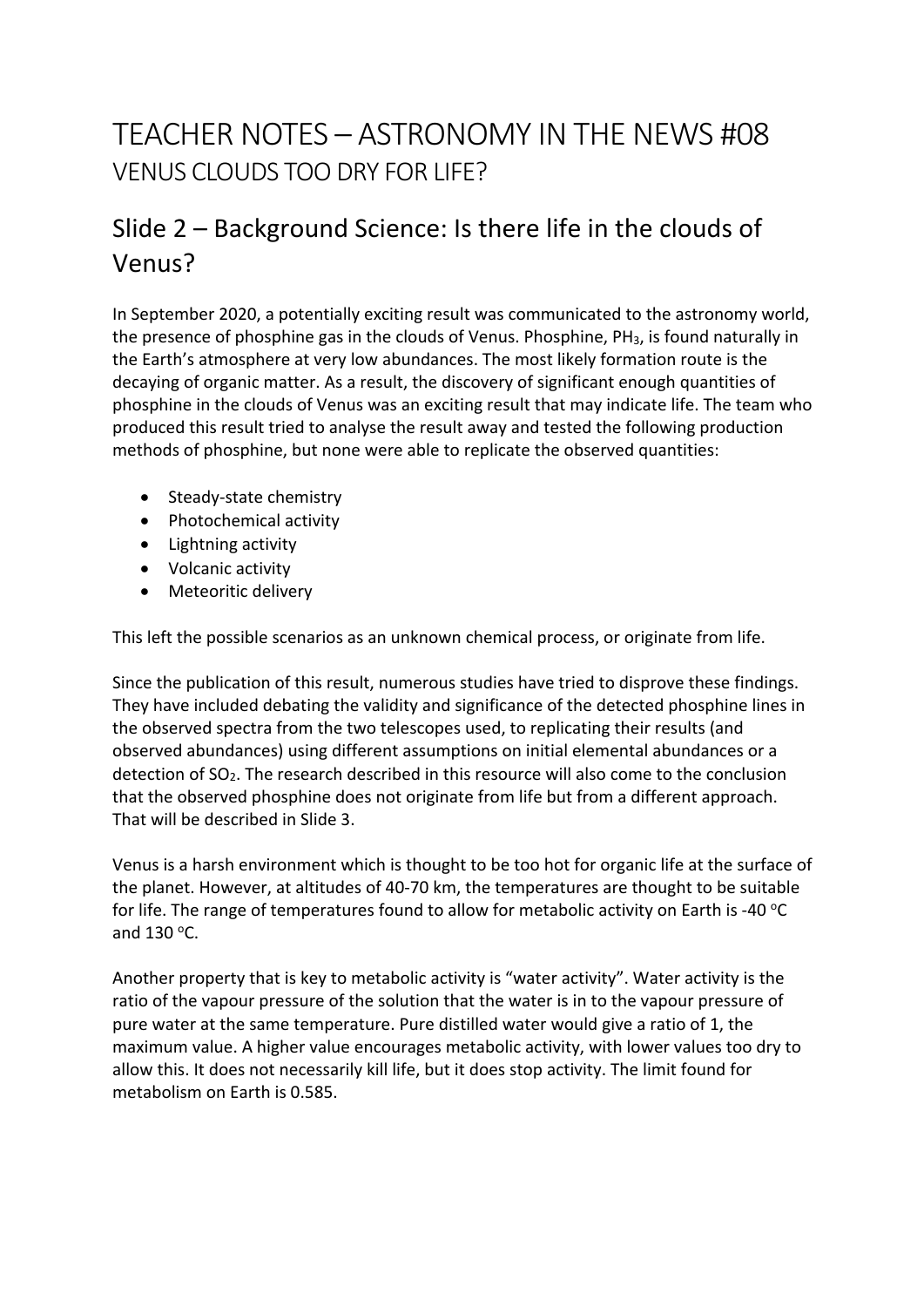# TEACHER NOTES – ASTRONOMY IN THE NEWS #08

## VENUS CLOUDS TOO DRY FOR LIFE?

## Slide 2 – Background Science: Is there life in the clouds of Venus?

In September 2020, a potentially exciting result was communicated to the astronomy world, the presence of phosphine gas in the clouds of Venus. Phosphine, $PH_3$, is found naturally in the Earth's atmosphere at very low abundances. The most likely formation route is the decaying of organic matter. As a result, the discovery of significant enough quantities of phosphine in the clouds of Venus was an exciting result that may indicate life. The team who produced this result tried to analyse the result away and tested the following production methods of phosphine, but none were able to replicate the observed quantities:

- Steady-state chemistry
- Photochemical activity
- Lightning activity
- Volcanic activity
- Meteoritic delivery

This left the possible scenarios as an unknown chemical process, or originate from life.

Since the publication of this result, numerous studies have tried to disprove these findings. They have included debating the validity and significance of the detected phosphine lines in the observed spectra from the two telescopes used, to replicating their results (and observed abundances) using different assumptions on initial elemental abundances or a detection of $SO_2$. The research described in this resource will also come to the conclusion that the observed phosphine does not originate from life but from a different approach. That will be described in Slide 3.

Venus is a harsh environment which is thought to be too hot for organic life at the surface of the planet. However, at altitudes of 40-70 km, the temperatures are thought to be suitable for life. The range of temperatures found to allow for metabolic activity on Earth is -40 $^{o}$C and 130 $^{o}$C.

Another property that is key to metabolic activity is "water activity". Water activity is the ratio of the vapour pressure of the solution that the water is in to the vapour pressure of pure water at the same temperature. Pure distilled water would give a ratio of 1, the maximum value. A higher value encourages metabolic activity, with lower values too dry to allow this. It does not necessarily kill life, but it does stop activity. The limit found for metabolism on Earth is 0.585.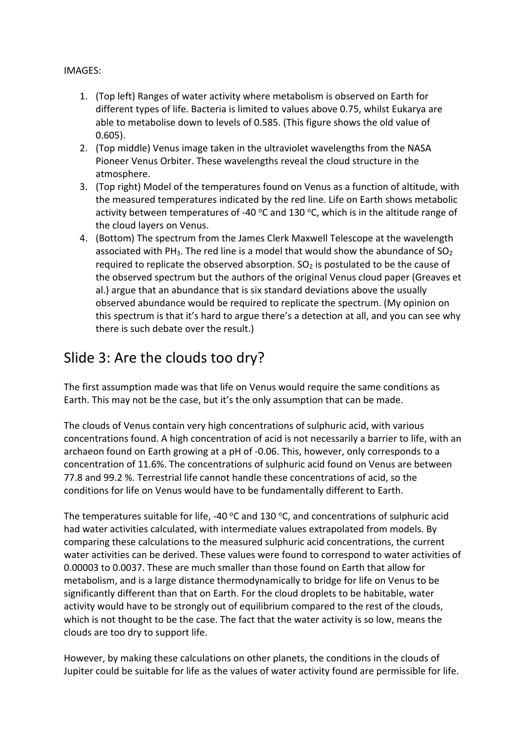IMAGES:

1. (Top left) Ranges of water activity where metabolism is observed on Earth for different types of life. Bacteria is limited to values above 0.75, whilst Eukarya are able to metabolise down to levels of 0.585. (This figure shows the old value of 0.605).
2. (Top middle) Venus image taken in the ultraviolet wavelengths from the NASA Pioneer Venus Orbiter. These wavelengths reveal the cloud structure in the atmosphere.
3. (Top right) Model of the temperatures found on Venus as a function of altitude, with the measured temperatures indicated by the red line. Life on Earth shows metabolic activity between temperatures of -40 °C and 130 °C, which is in the altitude range of the cloud layers on Venus.
4. (Bottom) The spectrum from the James Clerk Maxwell Telescope at the wavelength associated with $PH_3$. The red line is a model that would show the abundance of $SO_2$ required to replicate the observed absorption. $SO_2$ is postulated to be the cause of the observed spectrum but the authors of the original Venus cloud paper (Greaves et al.) argue that an abundance that is six standard deviations above the usually observed abundance would be required to replicate the spectrum. (My opinion on this spectrum is that it's hard to argue there's a detection at all, and you can see why there is such debate over the result.)

## Slide 3: Are the clouds too dry?

The first assumption made was that life on Venus would require the same conditions as Earth. This may not be the case, but it's the only assumption that can be made.

The clouds of Venus contain very high concentrations of sulphuric acid, with various concentrations found. A high concentration of acid is not necessarily a barrier to life, with an archaeon found on Earth growing at a pH of -0.06. This, however, only corresponds to a concentration of 11.6%. The concentrations of sulphuric acid found on Venus are between 77.8 and 99.2 %. Terrestrial life cannot handle these concentrations of acid, so the conditions for life on Venus would have to be fundamentally different to Earth.

The temperatures suitable for life, -40 °C and 130 °C, and concentrations of sulphuric acid had water activities calculated, with intermediate values extrapolated from models. By comparing these calculations to the measured sulphuric acid concentrations, the current water activities can be derived. These values were found to correspond to water activities of 0.00003 to 0.0037. These are much smaller than those found on Earth that allow for metabolism, and is a large distance thermodynamically to bridge for life on Venus to be significantly different than that on Earth. For the cloud droplets to be habitable, water activity would have to be strongly out of equilibrium compared to the rest of the clouds, which is not thought to be the case. The fact that the water activity is so low, means the clouds are too dry to support life.

However, by making these calculations on other planets, the conditions in the clouds of Jupiter could be suitable for life as the values of water activity found are permissible for life.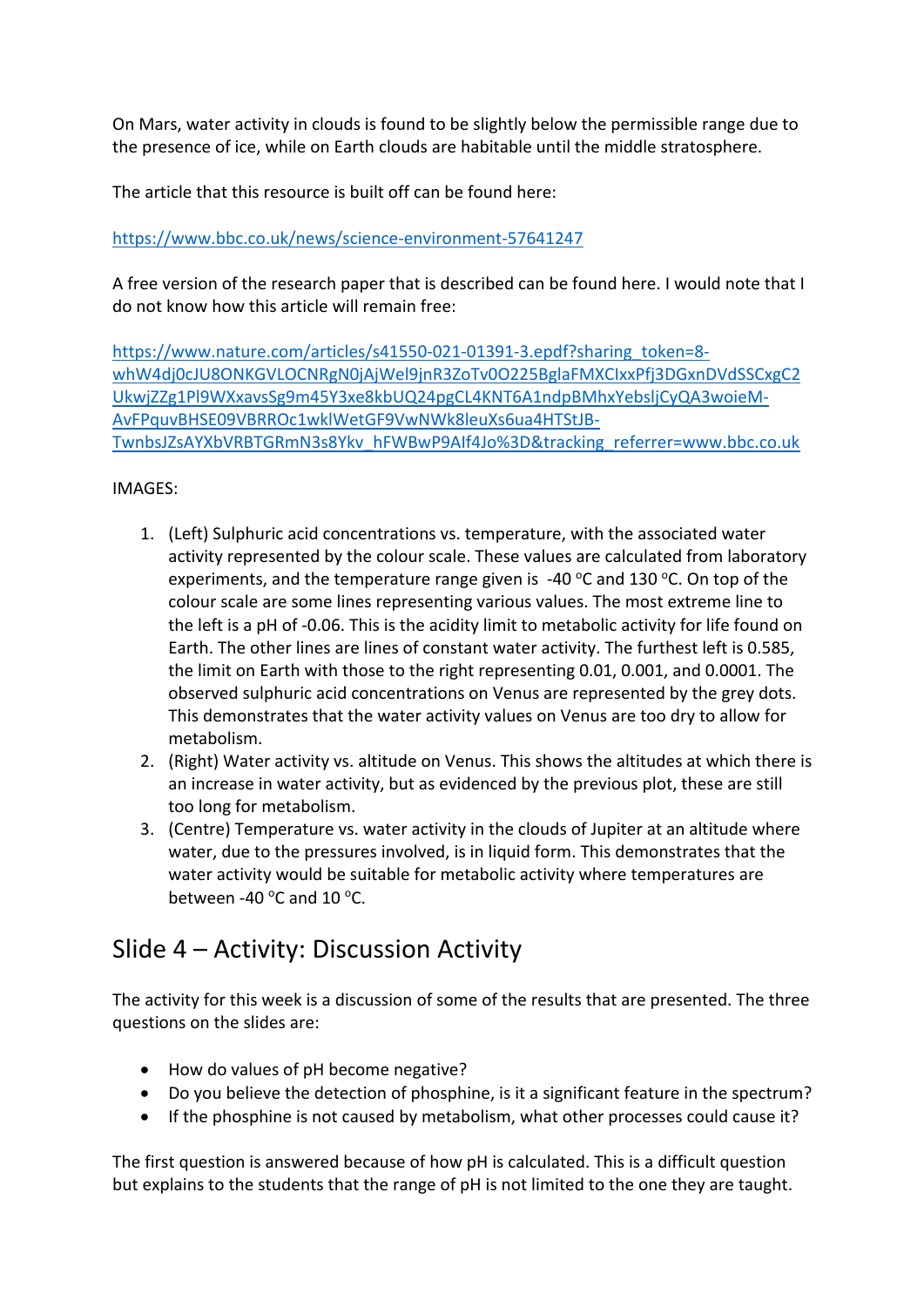On Mars, water activity in clouds is found to be slightly below the permissible range due to the presence of ice, while on Earth clouds are habitable until the middle stratosphere.

The article that this resource is built off can be found here:

https://www.bbc.co.uk/news/science-environment-57641247

A free version of the research paper that is described can be found here. I would note that I do not know how this article will remain free:

https://www.nature.com/articles/s41550-021-01391-3.epdf?sharing_token=8-whW4dj0cJU8ONKGVLOCNRgN0jAjWel9jnR3ZoTv0O225BglaFMXCIxxPfj3DGxnDVdSSCxgC2UkwjZZg1Pl9WXxavsSg9m45Y3xe8kbUQ24pgCL4KNT6A1ndpBMhxYebsljCyQA3woieM-AvFPquvBHSE09VBRROc1wklWetGF9VwNWk8leuXs6ua4HTStJB-TwnbsJZsAYXbVRBTGRmN3s8Ykv_hFWBwP9AIf4Jo%3D&tracking_referrer=www.bbc.co.uk

IMAGES:

1. (Left) Sulphuric acid concentrations vs. temperature, with the associated water activity represented by the colour scale. These values are calculated from laboratory experiments, and the temperature range given is -40 °C and 130 °C. On top of the colour scale are some lines representing various values. The most extreme line to the left is a pH of -0.06. This is the acidity limit to metabolic activity for life found on Earth. The other lines are lines of constant water activity. The furthest left is 0.585, the limit on Earth with those to the right representing 0.01, 0.001, and 0.0001. The observed sulphuric acid concentrations on Venus are represented by the grey dots. This demonstrates that the water activity values on Venus are too dry to allow for metabolism.
2. (Right) Water activity vs. altitude on Venus. This shows the altitudes at which there is an increase in water activity, but as evidenced by the previous plot, these are still too long for metabolism.
3. (Centre) Temperature vs. water activity in the clouds of Jupiter at an altitude where water, due to the pressures involved, is in liquid form. This demonstrates that the water activity would be suitable for metabolic activity where temperatures are between -40 °C and 10 °C.

## Slide 4 – Activity: Discussion Activity

The activity for this week is a discussion of some of the results that are presented. The three questions on the slides are:

- How do values of pH become negative?
- Do you believe the detection of phosphine, is it a significant feature in the spectrum?
- If the phosphine is not caused by metabolism, what other processes could cause it?

The first question is answered because of how pH is calculated. This is a difficult question but explains to the students that the range of pH is not limited to the one they are taught.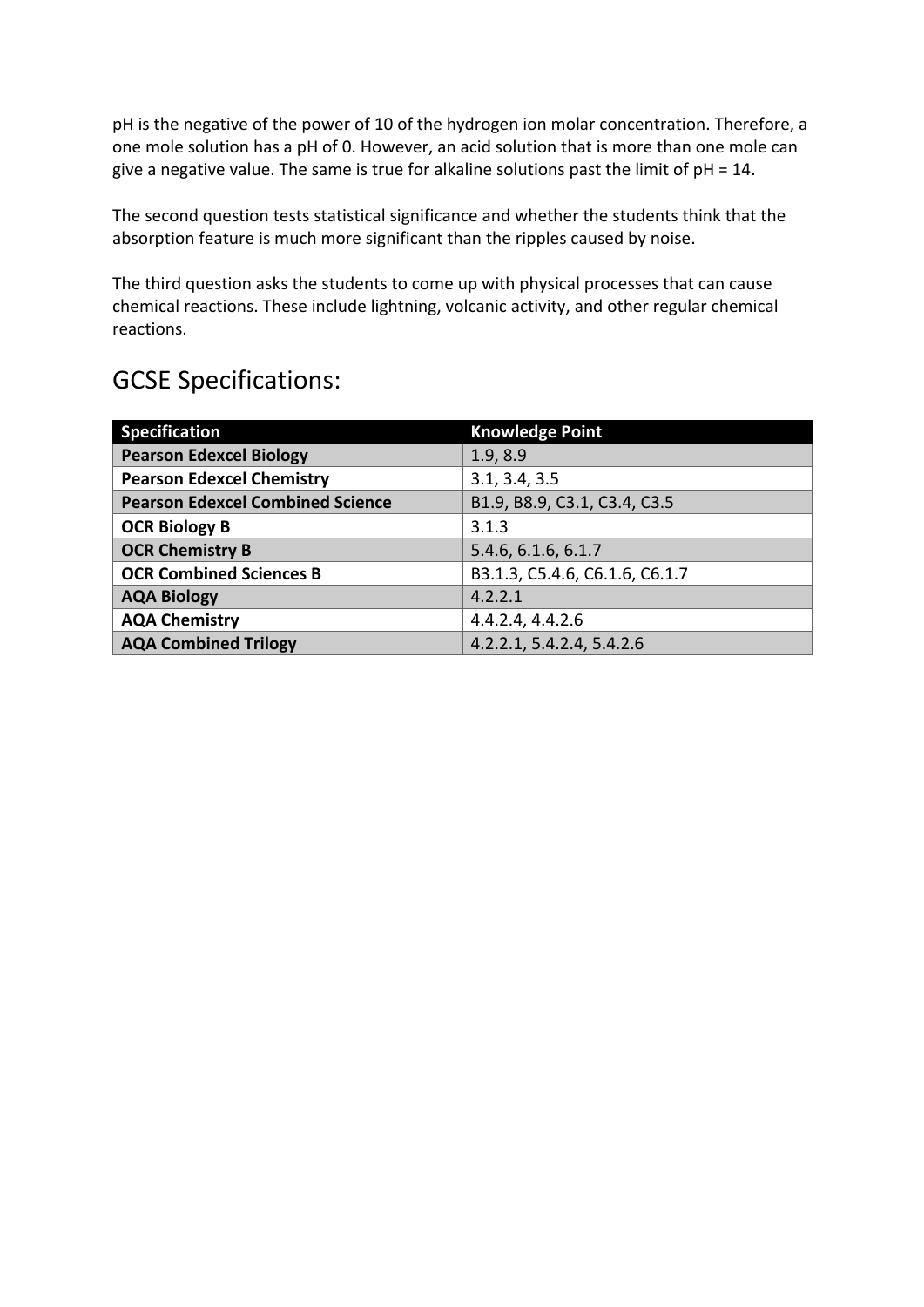pH is the negative of the power of 10 of the hydrogen ion molar concentration. Therefore, a one mole solution has a pH of 0. However, an acid solution that is more than one mole can give a negative value. The same is true for alkaline solutions past the limit of pH = 14.

The second question tests statistical significance and whether the students think that the absorption feature is much more significant than the ripples caused by noise.

The third question asks the students to come up with physical processes that can cause chemical reactions. These include lightning, volcanic activity, and other regular chemical reactions.

## GCSE Specifications:

| Specification | Knowledge Point |
|---|---|
| **Pearson Edexcel Biology** | 1.9, 8.9 |
| **Pearson Edexcel Chemistry** | 3.1, 3.4, 3.5 |
| **Pearson Edexcel Combined Science** | B1.9, B8.9, C3.1, C3.4, C3.5 |
| **OCR Biology B** | 3.1.3 |
| **OCR Chemistry B** | 5.4.6, 6.1.6, 6.1.7 |
| **OCR Combined Sciences B** | B3.1.3, C5.4.6, C6.1.6, C6.1.7 |
| **AQA Biology** | 4.2.2.1 |
| **AQA Chemistry** | 4.4.2.4, 4.4.2.6 |
| **AQA Combined Trilogy** | 4.2.2.1, 5.4.2.4, 5.4.2.6 |